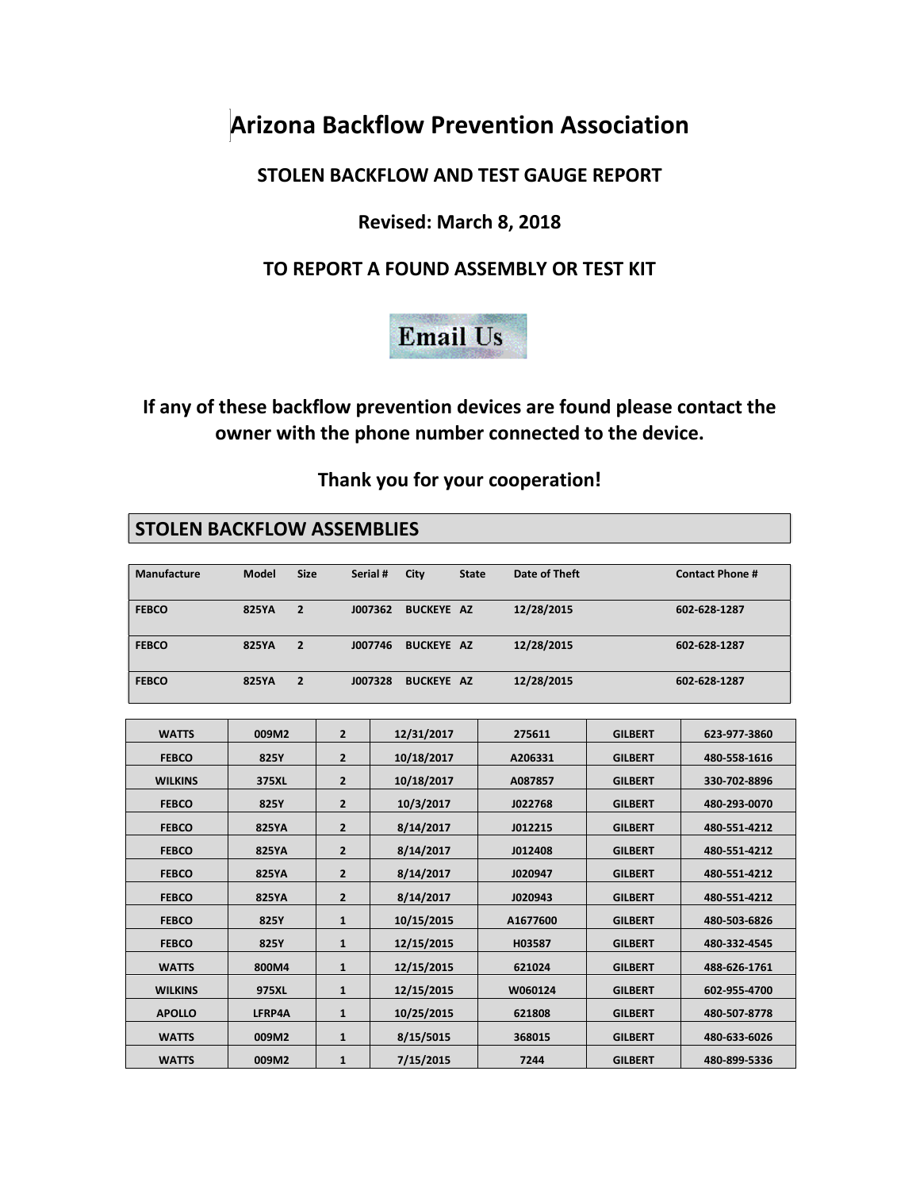# Arizona Backflow Prevention Association

## STOLEN BACKFLOW AND TEST GAUGE REPORT

**Revised: March 8, 2018**

**TO REPORT A FOUND ASSEMBLY OR TEST KIT**

Email Us

**If any of these backflow prevention devices are found please contact the owner with the phone number connected to the device.**

**Thank you for your cooperation!**

## STOLEN BACKFLOW ASSEMBLIES

| Manufacture | Model | Size | Serial # | City | State | Date of Theft | Contact Phone # |
|---|---|---|---|---|---|---|---|
| FEBCO | 825YA | 2 | J007362 | BUCKEYE | AZ | 12/28/2015 | 602-628-1287 |
| FEBCO | 825YA | 2 | J007746 | BUCKEYE | AZ | 12/28/2015 | 602-628-1287 |
| FEBCO | 825YA | 2 | J007328 | BUCKEYE | AZ | 12/28/2015 | 602-628-1287 |

| | | | | | | |
|---|---|---|---|---|---|---|
| WATTS | 009M2 | 2 | 12/31/2017 | 275611 | GILBERT | 623-977-3860 |
| FEBCO | 825Y | 2 | 10/18/2017 | A206331 | GILBERT | 480-558-1616 |
| WILKINS | 375XL | 2 | 10/18/2017 | A087857 | GILBERT | 330-702-8896 |
| FEBCO | 825Y | 2 | 10/3/2017 | J022768 | GILBERT | 480-293-0070 |
| FEBCO | 825YA | 2 | 8/14/2017 | J012215 | GILBERT | 480-551-4212 |
| FEBCO | 825YA | 2 | 8/14/2017 | J012408 | GILBERT | 480-551-4212 |
| FEBCO | 825YA | 2 | 8/14/2017 | J020947 | GILBERT | 480-551-4212 |
| FEBCO | 825YA | 2 | 8/14/2017 | J020943 | GILBERT | 480-551-4212 |
| FEBCO | 825Y | 1 | 10/15/2015 | A1677600 | GILBERT | 480-503-6826 |
| FEBCO | 825Y | 1 | 12/15/2015 | H03587 | GILBERT | 480-332-4545 |
| WATTS | 800M4 | 1 | 12/15/2015 | 621024 | GILBERT | 488-626-1761 |
| WILKINS | 975XL | 1 | 12/15/2015 | W060124 | GILBERT | 602-955-4700 |
| APOLLO | LFRP4A | 1 | 10/25/2015 | 621808 | GILBERT | 480-507-8778 |
| WATTS | 009M2 | 1 | 8/15/5015 | 368015 | GILBERT | 480-633-6026 |
| WATTS | 009M2 | 1 | 7/15/2015 | 7244 | GILBERT | 480-899-5336 |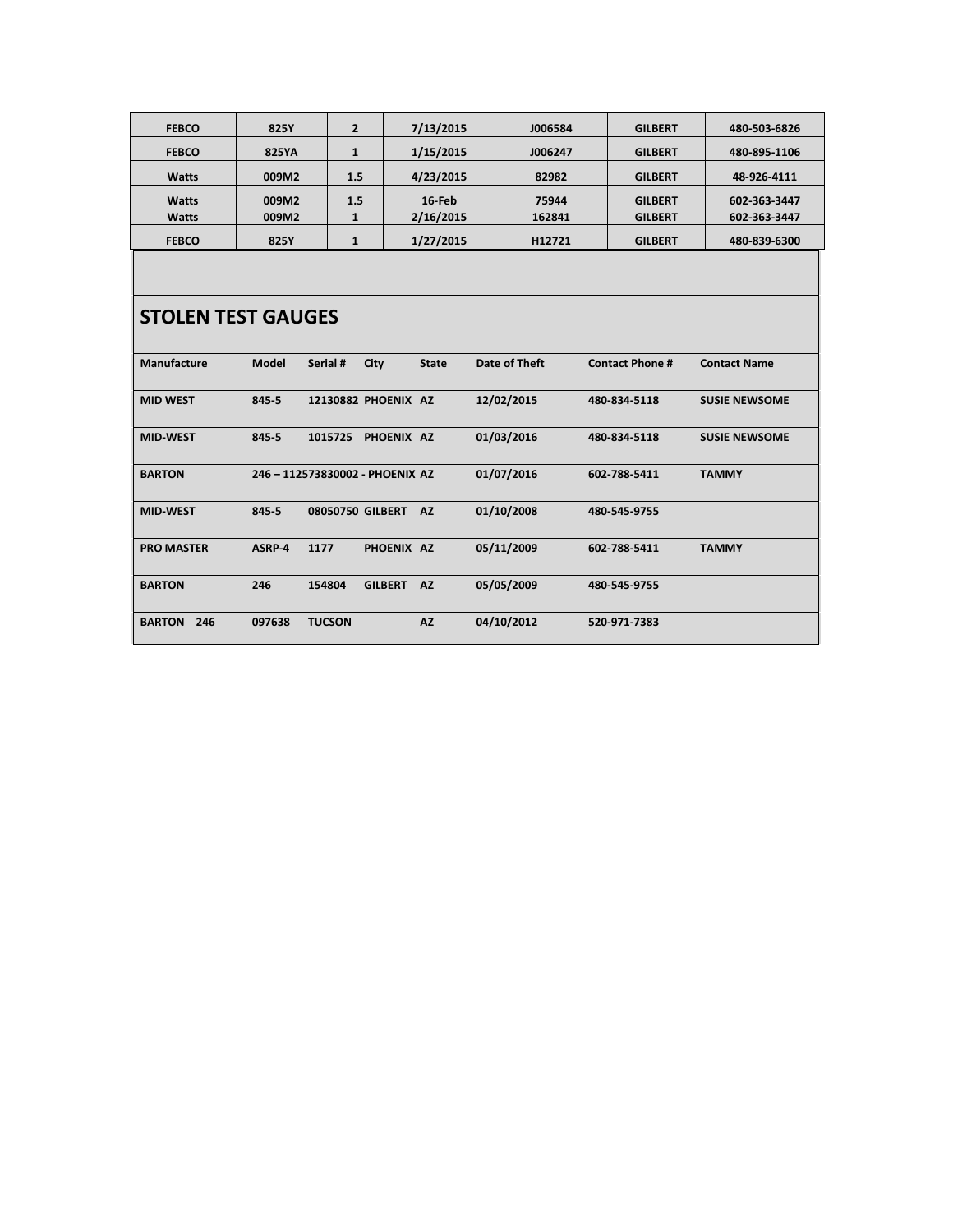| | | | | | | |
|---|---|---|---|---|---|---|
| FEBCO | 825Y | 2 | 7/13/2015 | J006584 | GILBERT | 480-503-6826 |
| FEBCO | 825YA | 1 | 1/15/2015 | J006247 | GILBERT | 480-895-1106 |
| Watts | 009M2 | 1.5 | 4/23/2015 | 82982 | GILBERT | 48-926-4111 |
| Watts | 009M2 | 1.5 | 16-Feb | 75944 | GILBERT | 602-363-3447 |
| Watts | 009M2 | 1 | 2/16/2015 | 162841 | GILBERT | 602-363-3447 |
| FEBCO | 825Y | 1 | 1/27/2015 | H12721 | GILBERT | 480-839-6300 |

## STOLEN TEST GAUGES

| Manufacture | Model | Serial # | City | State | Date of Theft | Contact Phone # | Contact Name |
|---|---|---|---|---|---|---|---|
| MID WEST | 845-5 | 12130882 | PHOENIX | AZ | 12/02/2015 | 480-834-5118 | SUSIE NEWSOME |
| MID-WEST | 845-5 | 1015725 | PHOENIX | AZ | 01/03/2016 | 480-834-5118 | SUSIE NEWSOME |
| BARTON | 246 – 112573830002 - | | PHOENIX | AZ | 01/07/2016 | 602-788-5411 | TAMMY |
| MID-WEST | 845-5 | 08050750 | GILBERT | AZ | 01/10/2008 | 480-545-9755 | |
| PRO MASTER | ASRP-4 | 1177 | PHOENIX | AZ | 05/11/2009 | 602-788-5411 | TAMMY |
| BARTON | 246 | 154804 | GILBERT | AZ | 05/05/2009 | 480-545-9755 | |
| BARTON 246 | 097638 | TUCSON | | AZ | 04/10/2012 | 520-971-7383 | |